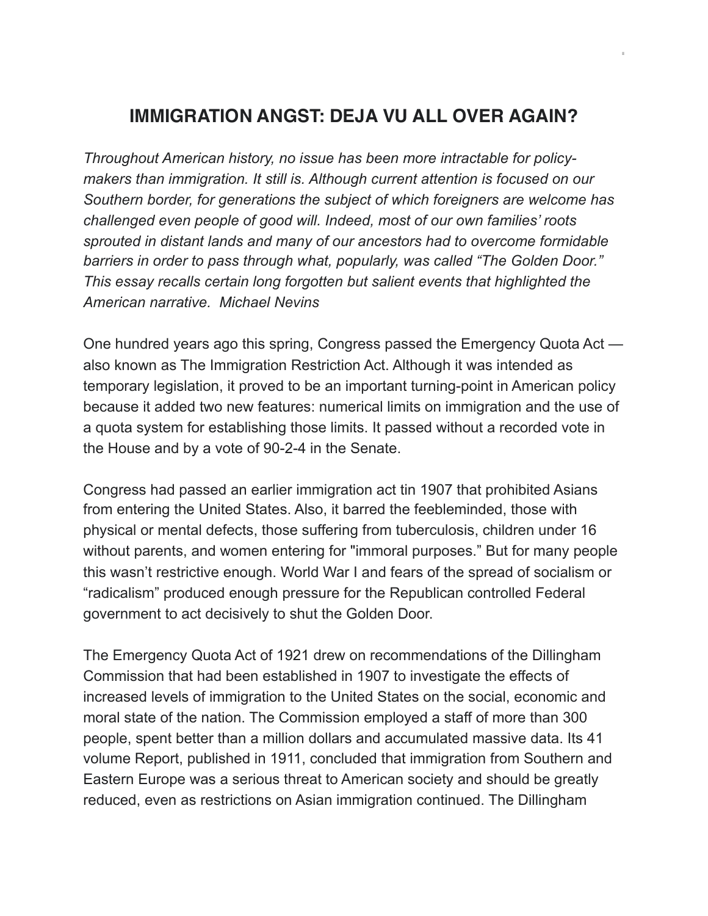# IMMIGRATION ANGST: DEJA VU ALL OVER AGAIN?

*Throughout American history, no issue has been more intractable for policy-makers than immigration. It still is. Although current attention is focused on our Southern border, for generations the subject of which foreigners are welcome has challenged even people of good will. Indeed, most of our own families' roots sprouted in distant lands and many of our ancestors had to overcome formidable barriers in order to pass through what, popularly, was called "The Golden Door." This essay recalls certain long forgotten but salient events that highlighted the American narrative. Michael Nevins*

One hundred years ago this spring, Congress passed the Emergency Quota Act — also known as The Immigration Restriction Act. Although it was intended as temporary legislation, it proved to be an important turning-point in American policy because it added two new features: numerical limits on immigration and the use of a quota system for establishing those limits. It passed without a recorded vote in the House and by a vote of 90-2-4 in the Senate.

Congress had passed an earlier immigration act tin 1907 that prohibited Asians from entering the United States. Also, it barred the feebleminded, those with physical or mental defects, those suffering from tuberculosis, children under 16 without parents, and women entering for "immoral purposes." But for many people this wasn't restrictive enough. World War I and fears of the spread of socialism or "radicalism" produced enough pressure for the Republican controlled Federal government to act decisively to shut the Golden Door.

The Emergency Quota Act of 1921 drew on recommendations of the Dillingham Commission that had been established in 1907 to investigate the effects of increased levels of immigration to the United States on the social, economic and moral state of the nation. The Commission employed a staff of more than 300 people, spent better than a million dollars and accumulated massive data. Its 41 volume Report, published in 1911, concluded that immigration from Southern and Eastern Europe was a serious threat to American society and should be greatly reduced, even as restrictions on Asian immigration continued. The Dillingham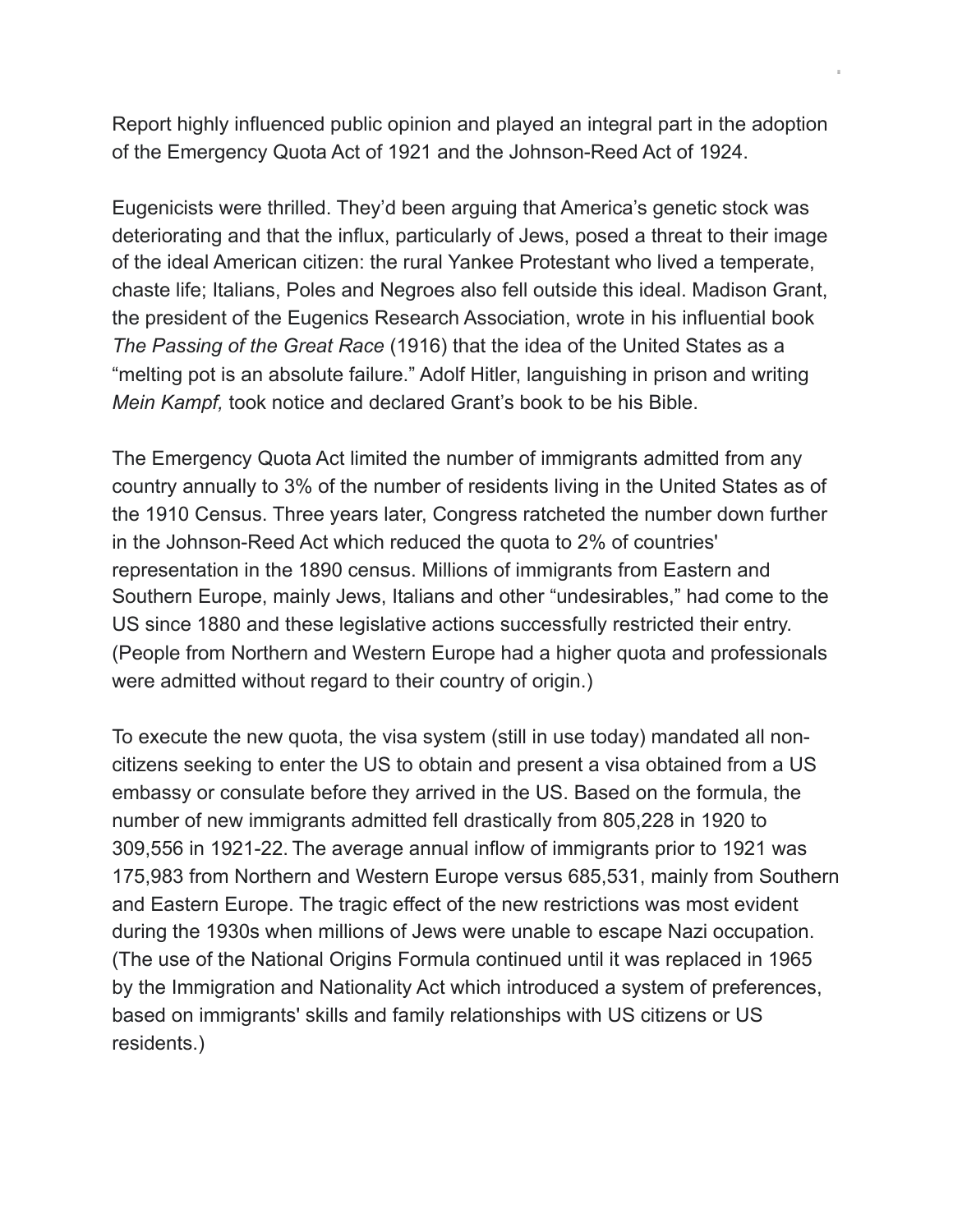Report highly influenced public opinion and played an integral part in the adoption of the Emergency Quota Act of 1921 and the Johnson-Reed Act of 1924.

Eugenicists were thrilled. They'd been arguing that America's genetic stock was deteriorating and that the influx, particularly of Jews, posed a threat to their image of the ideal American citizen: the rural Yankee Protestant who lived a temperate, chaste life; Italians, Poles and Negroes also fell outside this ideal. Madison Grant, the president of the Eugenics Research Association, wrote in his influential book *The Passing of the Great Race* (1916) that the idea of the United States as a "melting pot is an absolute failure." Adolf Hitler, languishing in prison and writing *Mein Kampf,* took notice and declared Grant's book to be his Bible.

The Emergency Quota Act limited the number of immigrants admitted from any country annually to 3% of the number of residents living in the United States as of the 1910 Census. Three years later, Congress ratcheted the number down further in the Johnson-Reed Act which reduced the quota to 2% of countries' representation in the 1890 census. Millions of immigrants from Eastern and Southern Europe, mainly Jews, Italians and other "undesirables," had come to the US since 1880 and these legislative actions successfully restricted their entry. (People from Northern and Western Europe had a higher quota and professionals were admitted without regard to their country of origin.)

To execute the new quota, the visa system (still in use today) mandated all non-citizens seeking to enter the US to obtain and present a visa obtained from a US embassy or consulate before they arrived in the US. Based on the formula, the number of new immigrants admitted fell drastically from 805,228 in 1920 to 309,556 in 1921-22. The average annual inflow of immigrants prior to 1921 was 175,983 from Northern and Western Europe versus 685,531, mainly from Southern and Eastern Europe. The tragic effect of the new restrictions was most evident during the 1930s when millions of Jews were unable to escape Nazi occupation. (The use of the National Origins Formula continued until it was replaced in 1965 by the Immigration and Nationality Act which introduced a system of preferences, based on immigrants' skills and family relationships with US citizens or US residents.)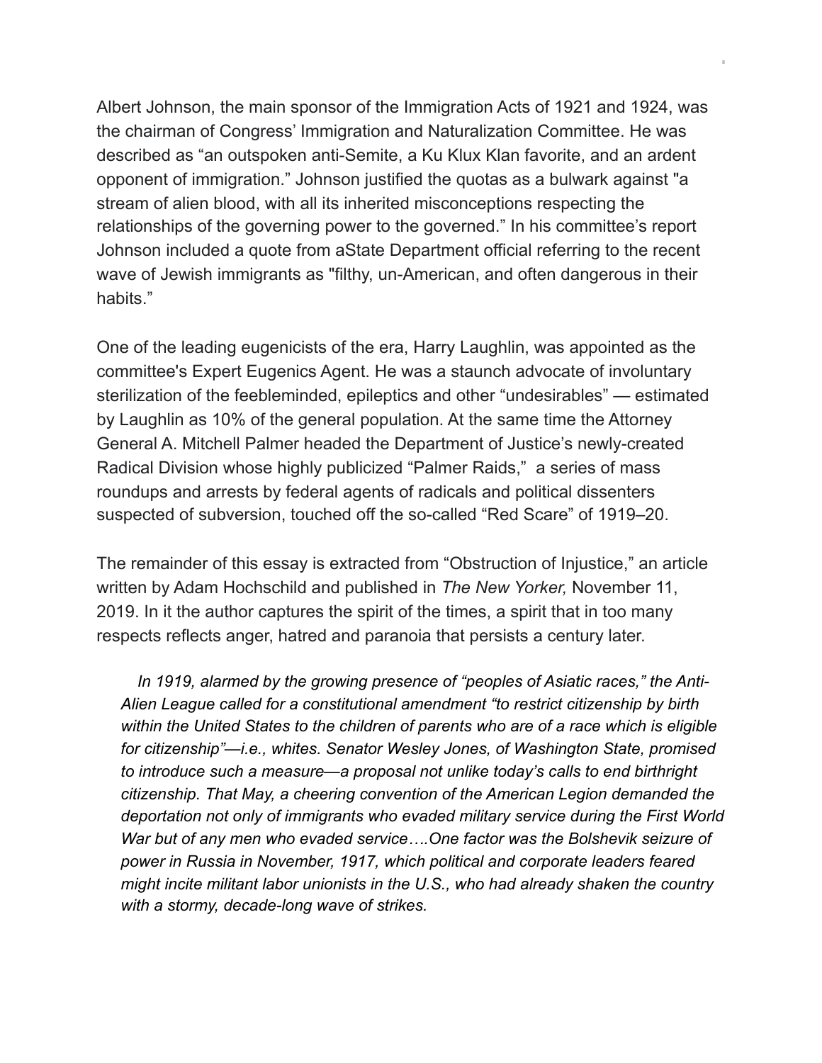Albert Johnson, the main sponsor of the Immigration Acts of 1921 and 1924, was the chairman of Congress' Immigration and Naturalization Committee. He was described as "an outspoken anti-Semite, a Ku Klux Klan favorite, and an ardent opponent of immigration." Johnson justified the quotas as a bulwark against "a stream of alien blood, with all its inherited misconceptions respecting the relationships of the governing power to the governed." In his committee's report Johnson included a quote from aState Department official referring to the recent wave of Jewish immigrants as "filthy, un-American, and often dangerous in their habits."

One of the leading eugenicists of the era, Harry Laughlin, was appointed as the committee's Expert Eugenics Agent. He was a staunch advocate of involuntary sterilization of the feebleminded, epileptics and other "undesirables" — estimated by Laughlin as 10% of the general population. At the same time the Attorney General A. Mitchell Palmer headed the Department of Justice's newly-created Radical Division whose highly publicized "Palmer Raids," a series of mass roundups and arrests by federal agents of radicals and political dissenters suspected of subversion, touched off the so-called "Red Scare" of 1919–20.

The remainder of this essay is extracted from "Obstruction of Injustice," an article written by Adam Hochschild and published in *The New Yorker,* November 11, 2019. In it the author captures the spirit of the times, a spirit that in too many respects reflects anger, hatred and paranoia that persists a century later.

> *In 1919, alarmed by the growing presence of "peoples of Asiatic races," the Anti-Alien League called for a constitutional amendment "to restrict citizenship by birth within the United States to the children of parents who are of a race which is eligible for citizenship"—i.e., whites. Senator Wesley Jones, of Washington State, promised to introduce such a measure—a proposal not unlike today's calls to end birthright citizenship. That May, a cheering convention of the American Legion demanded the deportation not only of immigrants who evaded military service during the First World War but of any men who evaded service….One factor was the Bolshevik seizure of power in Russia in November, 1917, which political and corporate leaders feared might incite militant labor unionists in the U.S., who had already shaken the country with a stormy, decade-long wave of strikes.*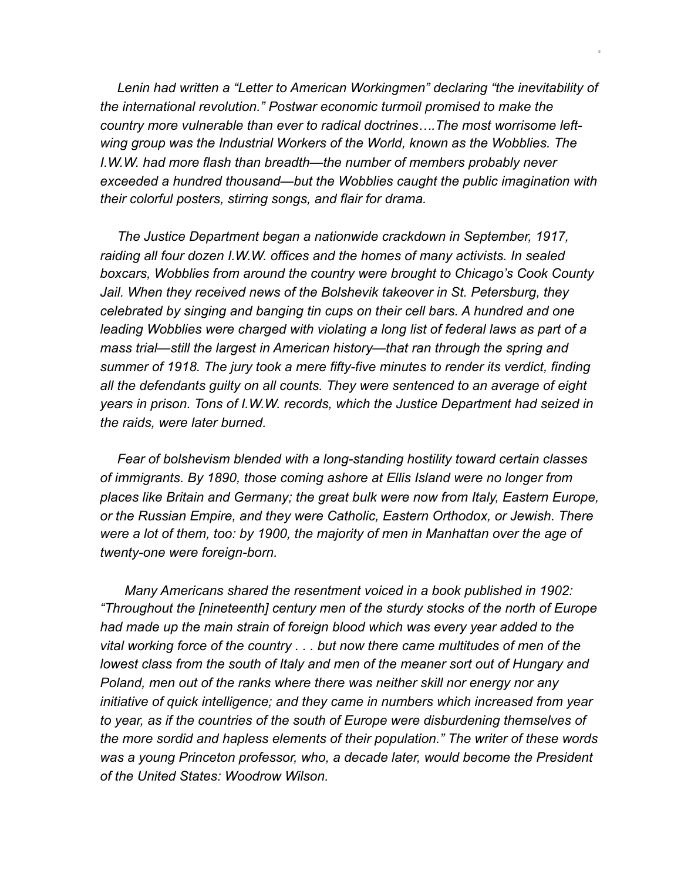*Lenin had written a "Letter to American Workingmen" declaring "the inevitability of the international revolution." Postwar economic turmoil promised to make the country more vulnerable than ever to radical doctrines….The most worrisome left-wing group was the Industrial Workers of the World, known as the Wobblies. The I.W.W. had more flash than breadth—the number of members probably never exceeded a hundred thousand—but the Wobblies caught the public imagination with their colorful posters, stirring songs, and flair for drama.*

*The Justice Department began a nationwide crackdown in September, 1917, raiding all four dozen I.W.W. offices and the homes of many activists. In sealed boxcars, Wobblies from around the country were brought to Chicago's Cook County Jail. When they received news of the Bolshevik takeover in St. Petersburg, they celebrated by singing and banging tin cups on their cell bars. A hundred and one leading Wobblies were charged with violating a long list of federal laws as part of a mass trial—still the largest in American history—that ran through the spring and summer of 1918. The jury took a mere fifty-five minutes to render its verdict, finding all the defendants guilty on all counts. They were sentenced to an average of eight years in prison. Tons of I.W.W. records, which the Justice Department had seized in the raids, were later burned.*

*Fear of bolshevism blended with a long-standing hostility toward certain classes of immigrants. By 1890, those coming ashore at Ellis Island were no longer from places like Britain and Germany; the great bulk were now from Italy, Eastern Europe, or the Russian Empire, and they were Catholic, Eastern Orthodox, or Jewish. There were a lot of them, too: by 1900, the majority of men in Manhattan over the age of twenty-one were foreign-born.*

*Many Americans shared the resentment voiced in a book published in 1902: "Throughout the [nineteenth] century men of the sturdy stocks of the north of Europe had made up the main strain of foreign blood which was every year added to the vital working force of the country . . . but now there came multitudes of men of the lowest class from the south of Italy and men of the meaner sort out of Hungary and Poland, men out of the ranks where there was neither skill nor energy nor any initiative of quick intelligence; and they came in numbers which increased from year to year, as if the countries of the south of Europe were disburdening themselves of the more sordid and hapless elements of their population." The writer of these words was a young Princeton professor, who, a decade later, would become the President of the United States: Woodrow Wilson.*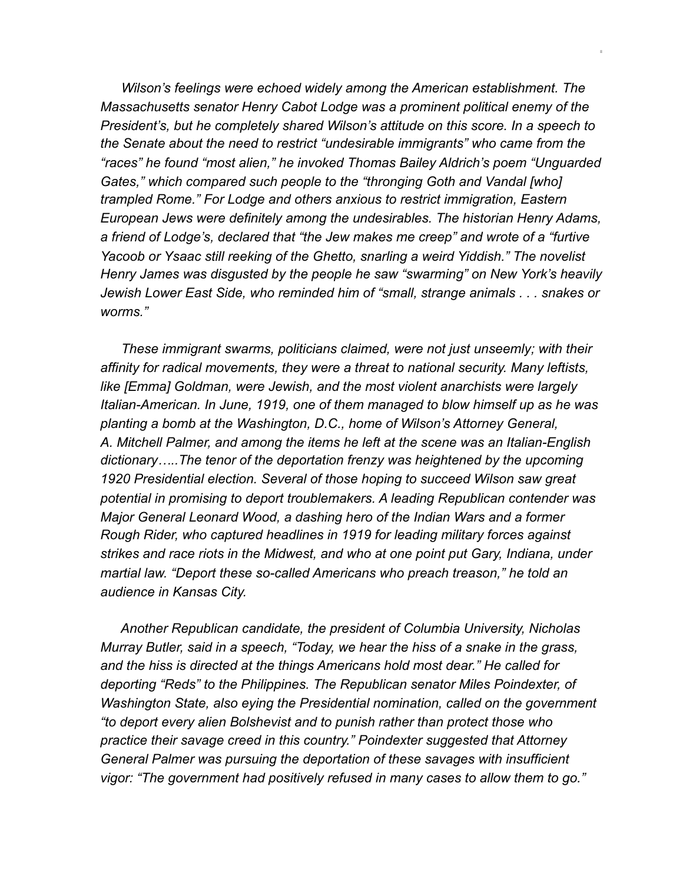*Wilson's feelings were echoed widely among the American establishment. The Massachusetts senator Henry Cabot Lodge was a prominent political enemy of the President's, but he completely shared Wilson's attitude on this score. In a speech to the Senate about the need to restrict "undesirable immigrants" who came from the "races" he found "most alien," he invoked Thomas Bailey Aldrich's poem "Unguarded Gates," which compared such people to the "thronging Goth and Vandal [who] trampled Rome." For Lodge and others anxious to restrict immigration, Eastern European Jews were definitely among the undesirables. The historian Henry Adams, a friend of Lodge's, declared that "the Jew makes me creep" and wrote of a "furtive Yacoob or Ysaac still reeking of the Ghetto, snarling a weird Yiddish." The novelist Henry James was disgusted by the people he saw "swarming" on New York's heavily Jewish Lower East Side, who reminded him of "small, strange animals . . . snakes or worms."*

*These immigrant swarms, politicians claimed, were not just unseemly; with their affinity for radical movements, they were a threat to national security. Many leftists, like [Emma] Goldman, were Jewish, and the most violent anarchists were largely Italian-American. In June, 1919, one of them managed to blow himself up as he was planting a bomb at the Washington, D.C., home of Wilson's Attorney General, A. Mitchell Palmer, and among the items he left at the scene was an Italian-English dictionary…..The tenor of the deportation frenzy was heightened by the upcoming 1920 Presidential election. Several of those hoping to succeed Wilson saw great potential in promising to deport troublemakers. A leading Republican contender was Major General Leonard Wood, a dashing hero of the Indian Wars and a former Rough Rider, who captured headlines in 1919 for leading military forces against strikes and race riots in the Midwest, and who at one point put Gary, Indiana, under martial law. "Deport these so-called Americans who preach treason," he told an audience in Kansas City.*

*Another Republican candidate, the president of Columbia University, Nicholas Murray Butler, said in a speech, "Today, we hear the hiss of a snake in the grass, and the hiss is directed at the things Americans hold most dear." He called for deporting "Reds" to the Philippines. The Republican senator Miles Poindexter, of Washington State, also eying the Presidential nomination, called on the government "to deport every alien Bolshevist and to punish rather than protect those who practice their savage creed in this country." Poindexter suggested that Attorney General Palmer was pursuing the deportation of these savages with insufficient vigor: "The government had positively refused in many cases to allow them to go."*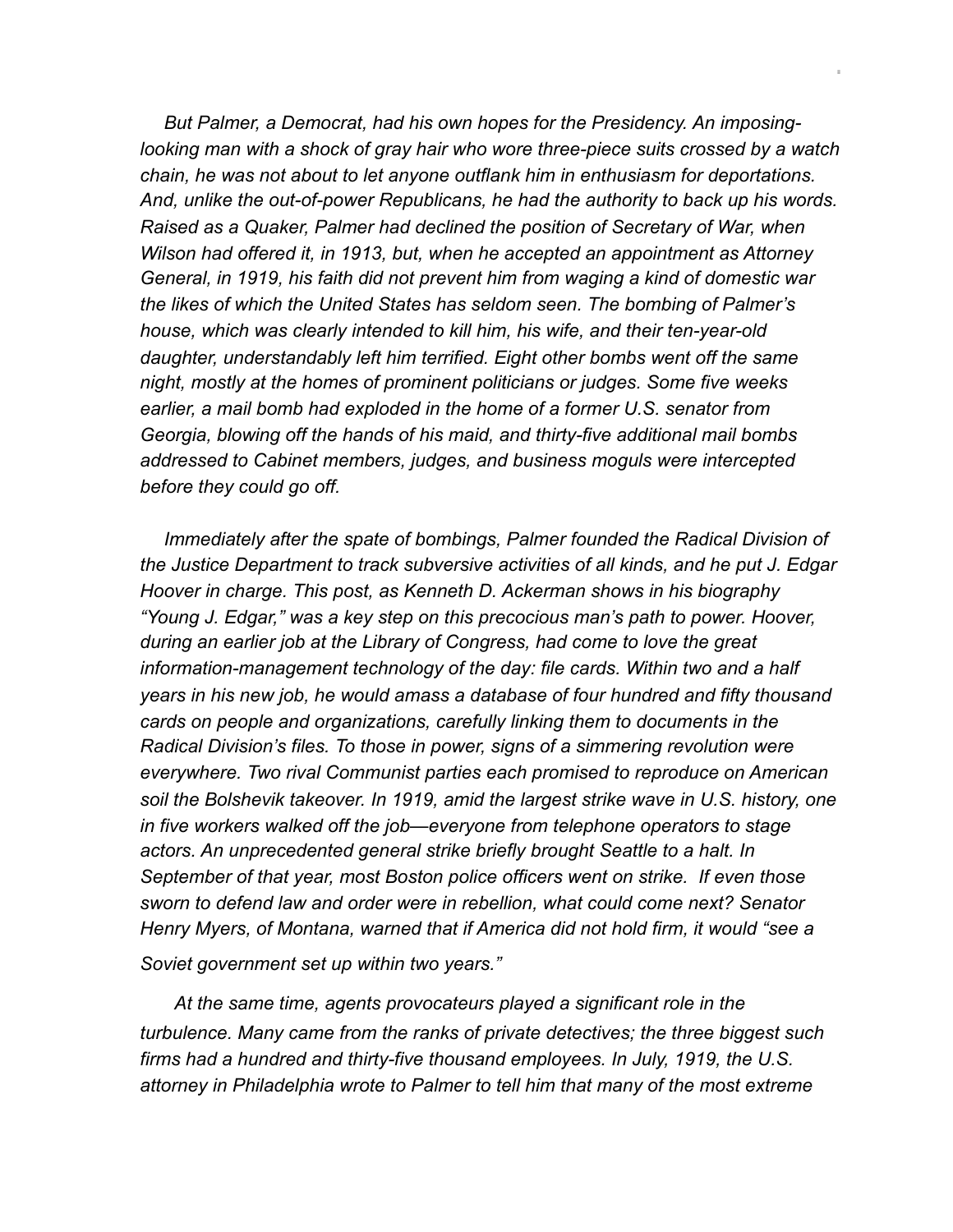*But Palmer, a Democrat, had his own hopes for the Presidency. An imposing-looking man with a shock of gray hair who wore three-piece suits crossed by a watch chain, he was not about to let anyone outflank him in enthusiasm for deportations. And, unlike the out-of-power Republicans, he had the authority to back up his words. Raised as a Quaker, Palmer had declined the position of Secretary of War, when Wilson had offered it, in 1913, but, when he accepted an appointment as Attorney General, in 1919, his faith did not prevent him from waging a kind of domestic war the likes of which the United States has seldom seen. The bombing of Palmer's house, which was clearly intended to kill him, his wife, and their ten-year-old daughter, understandably left him terrified. Eight other bombs went off the same night, mostly at the homes of prominent politicians or judges. Some five weeks earlier, a mail bomb had exploded in the home of a former U.S. senator from Georgia, blowing off the hands of his maid, and thirty-five additional mail bombs addressed to Cabinet members, judges, and business moguls were intercepted before they could go off.*

*Immediately after the spate of bombings, Palmer founded the Radical Division of the Justice Department to track subversive activities of all kinds, and he put J. Edgar Hoover in charge. This post, as Kenneth D. Ackerman shows in his biography "Young J. Edgar," was a key step on this precocious man's path to power. Hoover, during an earlier job at the Library of Congress, had come to love the great information-management technology of the day: file cards. Within two and a half years in his new job, he would amass a database of four hundred and fifty thousand cards on people and organizations, carefully linking them to documents in the Radical Division's files. To those in power, signs of a simmering revolution were everywhere. Two rival Communist parties each promised to reproduce on American soil the Bolshevik takeover. In 1919, amid the largest strike wave in U.S. history, one in five workers walked off the job—everyone from telephone operators to stage actors. An unprecedented general strike briefly brought Seattle to a halt. In September of that year, most Boston police officers went on strike. If even those sworn to defend law and order were in rebellion, what could come next? Senator Henry Myers, of Montana, warned that if America did not hold firm, it would "see a Soviet government set up within two years."*

*At the same time, agents provocateurs played a significant role in the turbulence. Many came from the ranks of private detectives; the three biggest such firms had a hundred and thirty-five thousand employees. In July, 1919, the U.S. attorney in Philadelphia wrote to Palmer to tell him that many of the most extreme*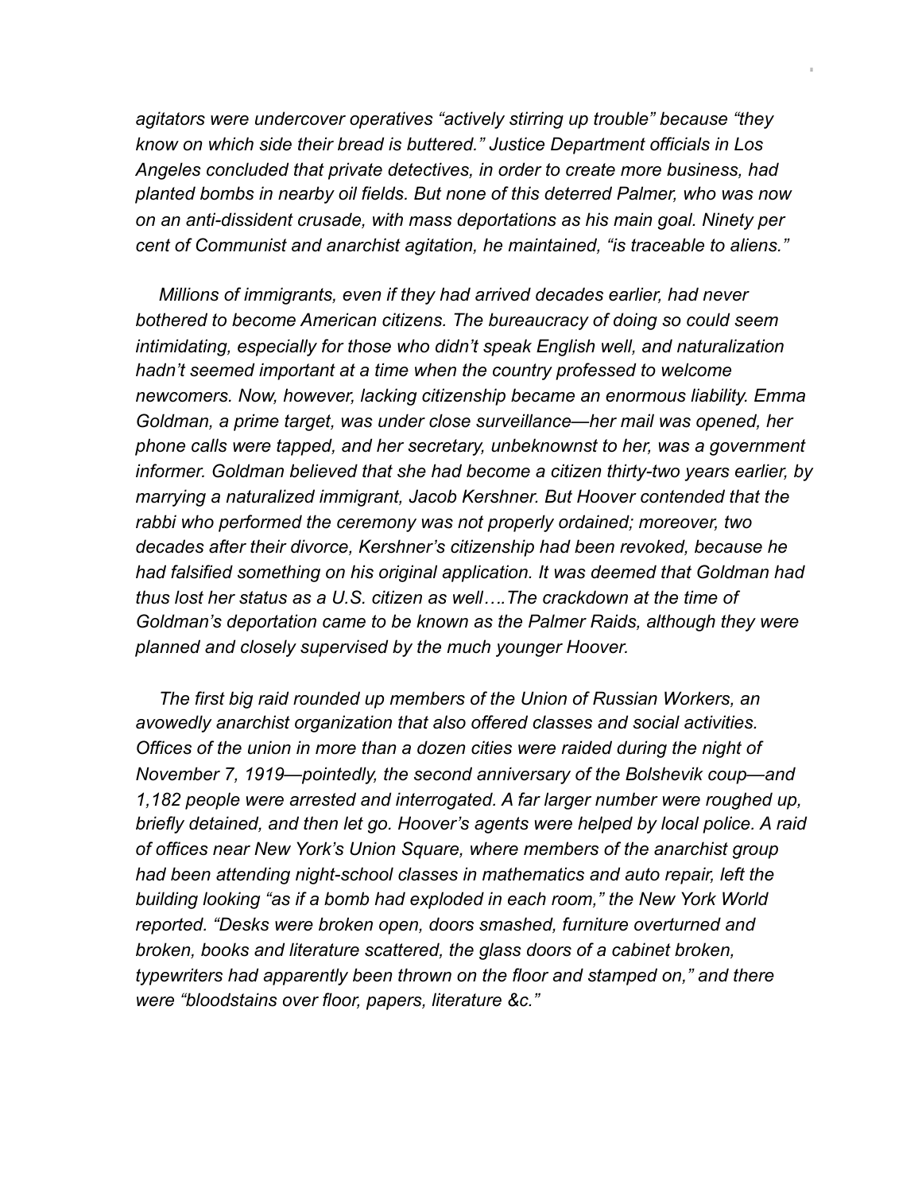*agitators were undercover operatives "actively stirring up trouble" because "they know on which side their bread is buttered." Justice Department officials in Los Angeles concluded that private detectives, in order to create more business, had planted bombs in nearby oil fields. But none of this deterred Palmer, who was now on an anti-dissident crusade, with mass deportations as his main goal. Ninety per cent of Communist and anarchist agitation, he maintained, "is traceable to aliens."*

*Millions of immigrants, even if they had arrived decades earlier, had never bothered to become American citizens. The bureaucracy of doing so could seem intimidating, especially for those who didn't speak English well, and naturalization hadn't seemed important at a time when the country professed to welcome newcomers. Now, however, lacking citizenship became an enormous liability. Emma Goldman, a prime target, was under close surveillance—her mail was opened, her phone calls were tapped, and her secretary, unbeknownst to her, was a government informer. Goldman believed that she had become a citizen thirty-two years earlier, by marrying a naturalized immigrant, Jacob Kershner. But Hoover contended that the rabbi who performed the ceremony was not properly ordained; moreover, two decades after their divorce, Kershner's citizenship had been revoked, because he had falsified something on his original application. It was deemed that Goldman had thus lost her status as a U.S. citizen as well….The crackdown at the time of Goldman's deportation came to be known as the Palmer Raids, although they were planned and closely supervised by the much younger Hoover.*

*The first big raid rounded up members of the Union of Russian Workers, an avowedly anarchist organization that also offered classes and social activities. Offices of the union in more than a dozen cities were raided during the night of November 7, 1919—pointedly, the second anniversary of the Bolshevik coup—and 1,182 people were arrested and interrogated. A far larger number were roughed up, briefly detained, and then let go. Hoover's agents were helped by local police. A raid of offices near New York's Union Square, where members of the anarchist group had been attending night-school classes in mathematics and auto repair, left the building looking "as if a bomb had exploded in each room," the New York World reported. "Desks were broken open, doors smashed, furniture overturned and broken, books and literature scattered, the glass doors of a cabinet broken, typewriters had apparently been thrown on the floor and stamped on," and there were "bloodstains over floor, papers, literature &c."*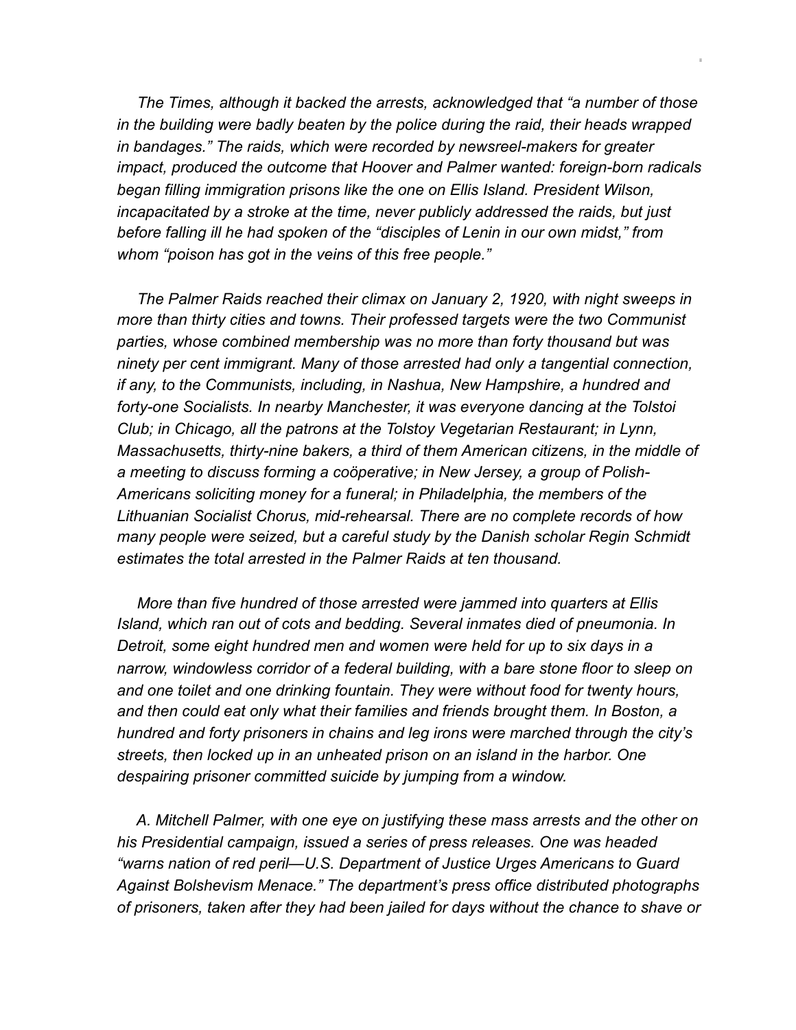*The Times, although it backed the arrests, acknowledged that "a number of those in the building were badly beaten by the police during the raid, their heads wrapped in bandages." The raids, which were recorded by newsreel-makers for greater impact, produced the outcome that Hoover and Palmer wanted: foreign-born radicals began filling immigration prisons like the one on Ellis Island. President Wilson, incapacitated by a stroke at the time, never publicly addressed the raids, but just before falling ill he had spoken of the "disciples of Lenin in our own midst," from whom "poison has got in the veins of this free people."*

*The Palmer Raids reached their climax on January 2, 1920, with night sweeps in more than thirty cities and towns. Their professed targets were the two Communist parties, whose combined membership was no more than forty thousand but was ninety per cent immigrant. Many of those arrested had only a tangential connection, if any, to the Communists, including, in Nashua, New Hampshire, a hundred and forty-one Socialists. In nearby Manchester, it was everyone dancing at the Tolstoi Club; in Chicago, all the patrons at the Tolstoy Vegetarian Restaurant; in Lynn, Massachusetts, thirty-nine bakers, a third of them American citizens, in the middle of a meeting to discuss forming a coöperative; in New Jersey, a group of Polish-Americans soliciting money for a funeral; in Philadelphia, the members of the Lithuanian Socialist Chorus, mid-rehearsal. There are no complete records of how many people were seized, but a careful study by the Danish scholar Regin Schmidt estimates the total arrested in the Palmer Raids at ten thousand.*

*More than five hundred of those arrested were jammed into quarters at Ellis Island, which ran out of cots and bedding. Several inmates died of pneumonia. In Detroit, some eight hundred men and women were held for up to six days in a narrow, windowless corridor of a federal building, with a bare stone floor to sleep on and one toilet and one drinking fountain. They were without food for twenty hours, and then could eat only what their families and friends brought them. In Boston, a hundred and forty prisoners in chains and leg irons were marched through the city's streets, then locked up in an unheated prison on an island in the harbor. One despairing prisoner committed suicide by jumping from a window.*

*A. Mitchell Palmer, with one eye on justifying these mass arrests and the other on his Presidential campaign, issued a series of press releases. One was headed "warns nation of red peril—U.S. Department of Justice Urges Americans to Guard Against Bolshevism Menace." The department's press office distributed photographs of prisoners, taken after they had been jailed for days without the chance to shave or*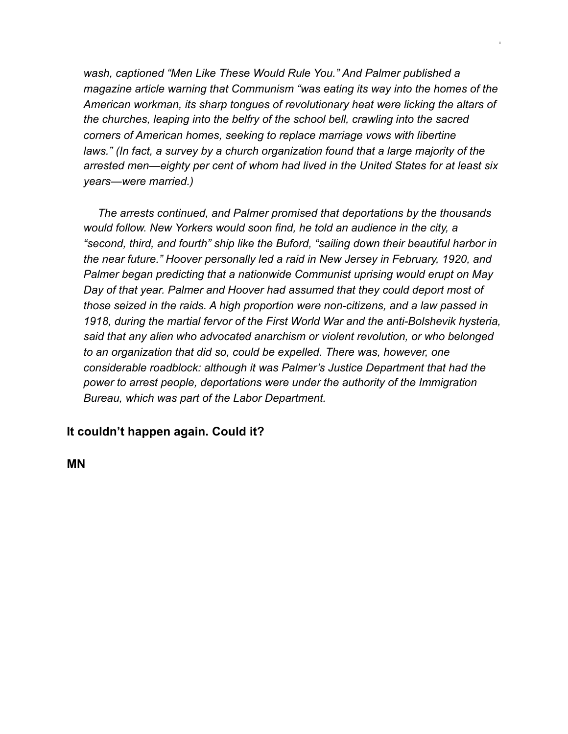*wash, captioned "Men Like These Would Rule You." And Palmer published a magazine article warning that Communism "was eating its way into the homes of the American workman, its sharp tongues of revolutionary heat were licking the altars of the churches, leaping into the belfry of the school bell, crawling into the sacred corners of American homes, seeking to replace marriage vows with libertine laws." (In fact, a survey by a church organization found that a large majority of the arrested men—eighty per cent of whom had lived in the United States for at least six years—were married.)*

*The arrests continued, and Palmer promised that deportations by the thousands would follow. New Yorkers would soon find, he told an audience in the city, a "second, third, and fourth" ship like the Buford, "sailing down their beautiful harbor in the near future." Hoover personally led a raid in New Jersey in February, 1920, and Palmer began predicting that a nationwide Communist uprising would erupt on May Day of that year. Palmer and Hoover had assumed that they could deport most of those seized in the raids. A high proportion were non-citizens, and a law passed in 1918, during the martial fervor of the First World War and the anti-Bolshevik hysteria, said that any alien who advocated anarchism or violent revolution, or who belonged to an organization that did so, could be expelled. There was, however, one considerable roadblock: although it was Palmer's Justice Department that had the power to arrest people, deportations were under the authority of the Immigration Bureau, which was part of the Labor Department.*

**It couldn't happen again. Could it?**

**MN**